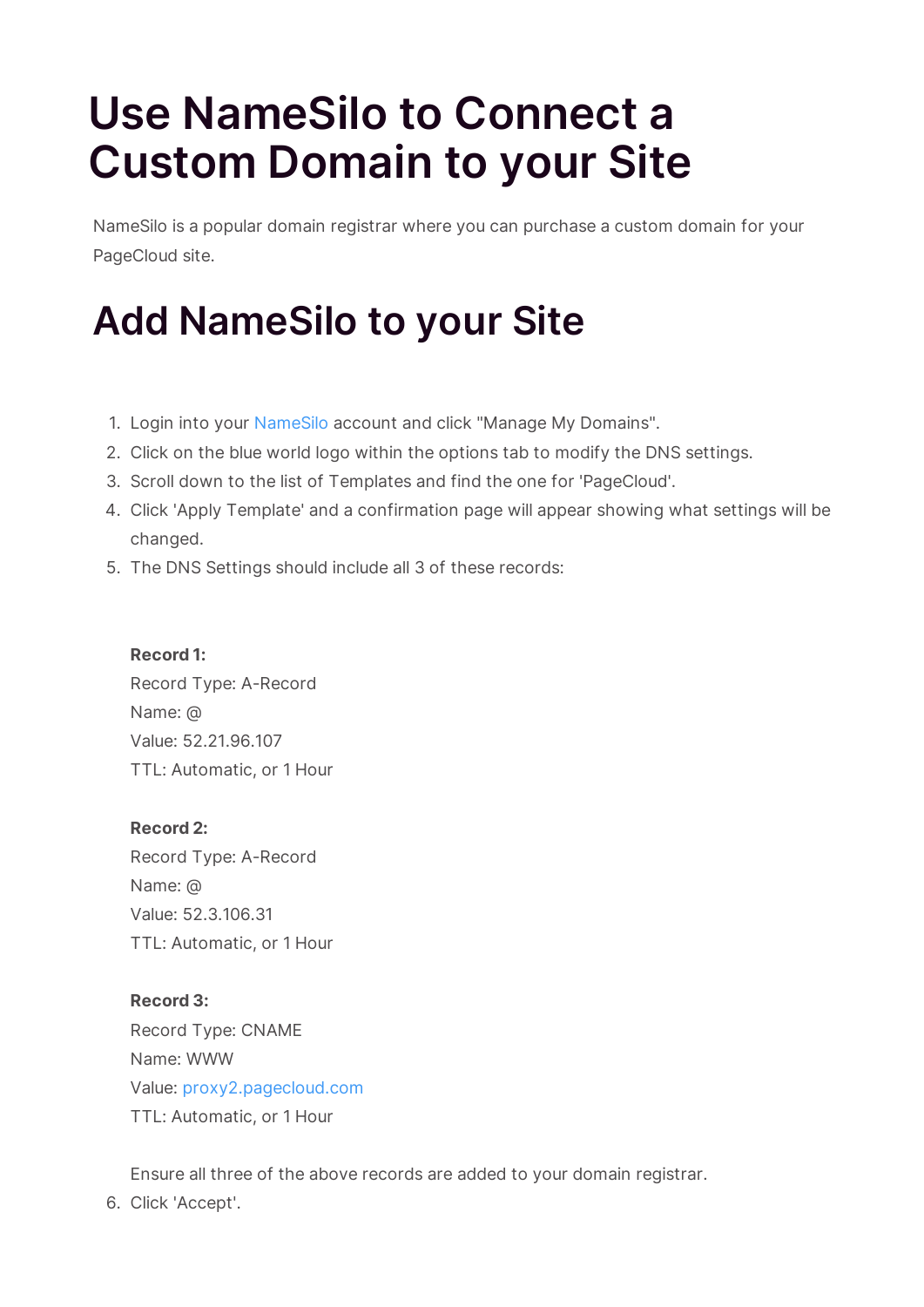# Use NameSilo to Connect a Custom Domain to your Site

NameSilo is a popular domain registrar where you can purchase a custom domain for your PageCloud site.

## Add NameSilo to your Site

1. Login into your NameSilo account and click "Manage My Domains".
2. Click on the blue world logo within the options tab to modify the DNS settings.
3. Scroll down to the list of Templates and find the one for 'PageCloud'.
4. Click 'Apply Template' and a confirmation page will appear showing what settings will be changed.
5. The DNS Settings should include all 3 of these records:

   **Record 1:**
   Record Type: A-Record
   Name: @
   Value: 52.21.96.107
   TTL: Automatic, or 1 Hour

   **Record 2:**
   Record Type: A-Record
   Name: @
   Value: 52.3.106.31
   TTL: Automatic, or 1 Hour

   **Record 3:**
   Record Type: CNAME
   Name: WWW
   Value: proxy2.pagecloud.com
   TTL: Automatic, or 1 Hour

   Ensure all three of the above records are added to your domain registrar.
6. Click 'Accept'.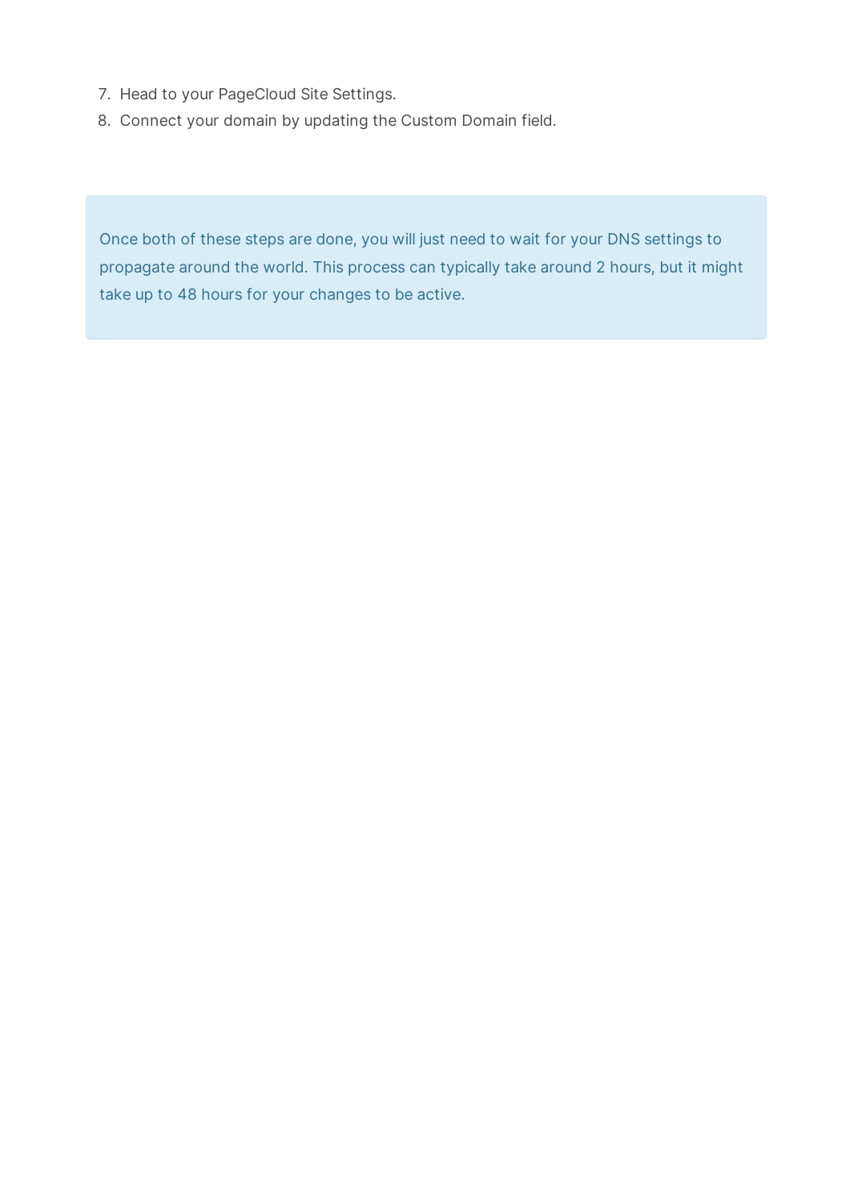7. Head to your PageCloud Site Settings.
8. Connect your domain by updating the Custom Domain field.

> Once both of these steps are done, you will just need to wait for your DNS settings to propagate around the world. This process can typically take around 2 hours, but it might take up to 48 hours for your changes to be active.